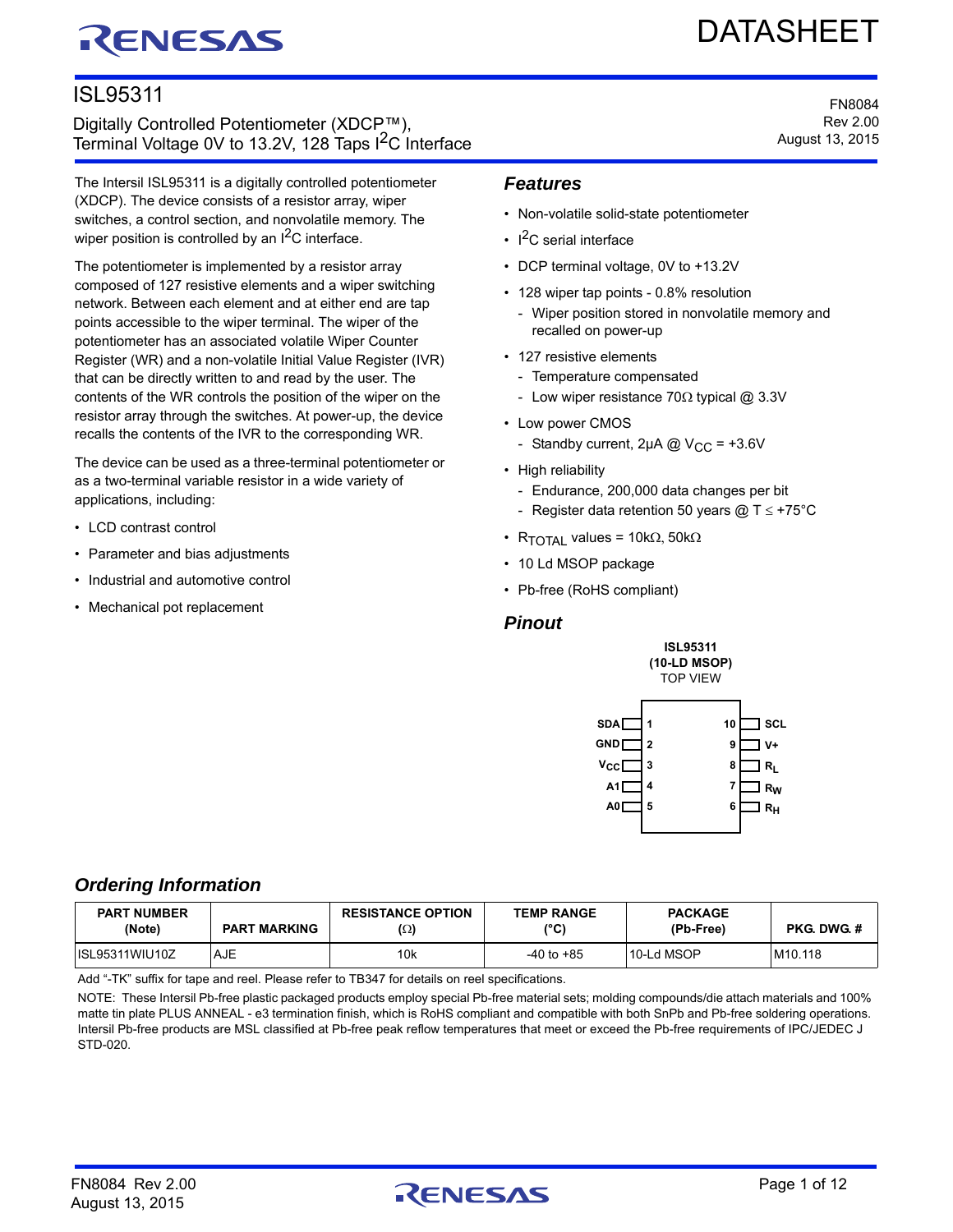# ISL95311

Digitally Controlled Potentiometer (XDCP™), Terminal Voltage 0V to 13.2V, 128 Taps $I^2C$ Interface

FN8084
Rev 2.00
August 13, 2015

The Intersil ISL95311 is a digitally controlled potentiometer (XDCP). The device consists of a resistor array, wiper switches, a control section, and nonvolatile memory. The wiper position is controlled by an $I^2C$ interface.

The potentiometer is implemented by a resistor array composed of 127 resistive elements and a wiper switching network. Between each element and at either end are tap points accessible to the wiper terminal. The wiper of the potentiometer has an associated volatile Wiper Counter Register (WR) and a non-volatile Initial Value Register (IVR) that can be directly written to and read by the user. The contents of the WR controls the position of the wiper on the resistor array through the switches. At power-up, the device recalls the contents of the IVR to the corresponding WR.

The device can be used as a three-terminal potentiometer or as a two-terminal variable resistor in a wide variety of applications, including:

- LCD contrast control
- Parameter and bias adjustments
- Industrial and automotive control
- Mechanical pot replacement

## Features

- Non-volatile solid-state potentiometer
- $I^2C$ serial interface
- DCP terminal voltage, 0V to +13.2V
- 128 wiper tap points - 0.8% resolution
  - Wiper position stored in nonvolatile memory and recalled on power-up
- 127 resistive elements
  - Temperature compensated
  - Low wiper resistance 70Ω typical @ 3.3V
- Low power CMOS
  - Standby current, 2µA @ $V_{CC}$ = +3.6V
- High reliability
  - Endurance, 200,000 data changes per bit
  - Register data retention 50 years @ T ≤ +75°C
- $R_{TOTAL}$ values = 10kΩ, 50kΩ
- 10 Ld MSOP package
- Pb-free (RoHS compliant)

## Pinout

**ISL95311**
**(10-LD MSOP)**
TOP VIEW

| Pin | Name | Pin | Name |
|---|---|---|---|
| 1 | SDA | 10 | SCL |
| 2 | GND | 9 | V+ |
| 3 | $V_{CC}$ | 8 | $R_L$ |
| 4 | A1 | 7 | $R_W$ |
| 5 | A0 | 6 | $R_H$ |

## Ordering Information

| PART NUMBER (Note) | PART MARKING | RESISTANCE OPTION (Ω) | TEMP RANGE (°C) | PACKAGE (Pb-Free) | PKG. DWG. # |
|---|---|---|---|---|---|
| ISL95311WIU10Z | AJE | 10k | -40 to +85 | 10-Ld MSOP | M10.118 |

Add "-TK" suffix for tape and reel. Please refer to TB347 for details on reel specifications.

NOTE: These Intersil Pb-free plastic packaged products employ special Pb-free material sets; molding compounds/die attach materials and 100% matte tin plate PLUS ANNEAL - e3 termination finish, which is RoHS compliant and compatible with both SnPb and Pb-free soldering operations. Intersil Pb-free products are MSL classified at Pb-free peak reflow temperatures that meet or exceed the Pb-free requirements of IPC/JEDEC J STD-020.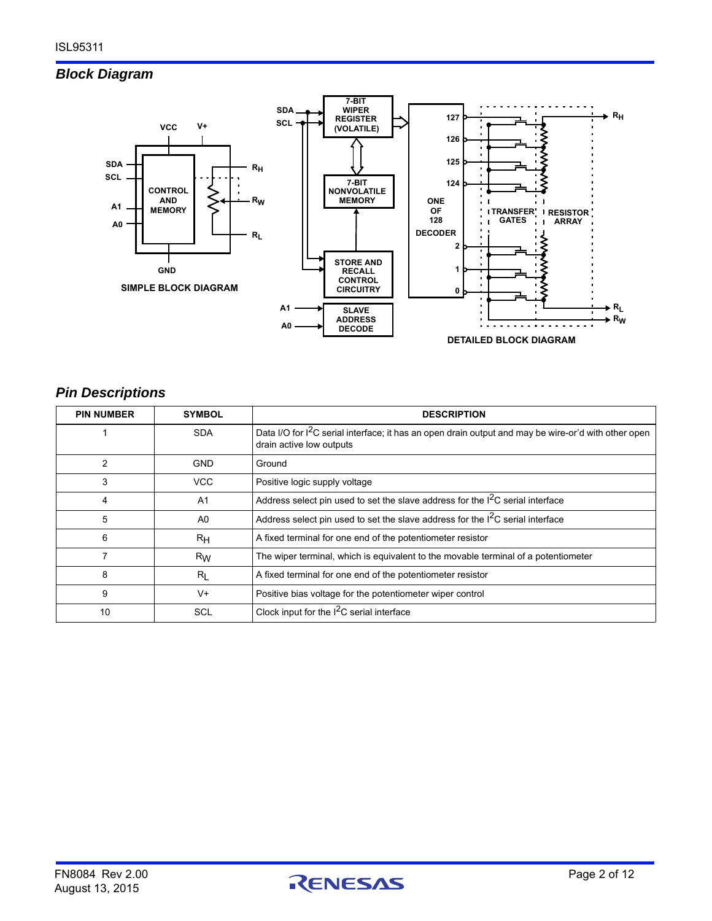## Block Diagram

SIMPLE BLOCK DIAGRAM

DETAILED BLOCK DIAGRAM

## Pin Descriptions

| PIN NUMBER | SYMBOL | DESCRIPTION |
|---|---|---|
| 1 | SDA | Data I/O for $I^2C$ serial interface; it has an open drain output and may be wire-or'd with other open drain active low outputs |
| 2 | GND | Ground |
| 3 | VCC | Positive logic supply voltage |
| 4 | A1 | Address select pin used to set the slave address for the $I^2C$ serial interface |
| 5 | A0 | Address select pin used to set the slave address for the $I^2C$ serial interface |
| 6 | $R_H$ | A fixed terminal for one end of the potentiometer resistor |
| 7 | $R_W$ | The wiper terminal, which is equivalent to the movable terminal of a potentiometer |
| 8 | $R_L$ | A fixed terminal for one end of the potentiometer resistor |
| 9 | V+ | Positive bias voltage for the potentiometer wiper control |
| 10 | SCL | Clock input for the $I^2C$ serial interface |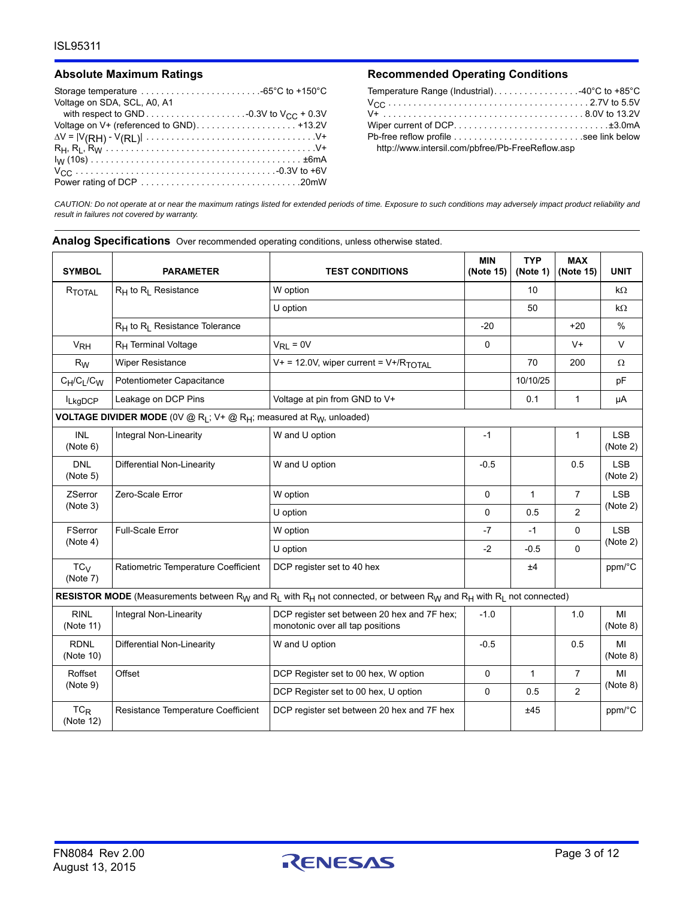## Absolute Maximum Ratings

Storage temperature . . . . . . . . . . . . . . . . . . . . . . . . -65°C to +150°C
Voltage on SDA, SCL, A0, A1
with respect to GND . . . . . . . . . . . . . . . . . . . -0.3V to $V_{CC}$ + 0.3V
Voltage on V+ (referenced to GND). . . . . . . . . . . . . . . . . . . . +13.2V
$\Delta V = |V_{(RH)} - V_{(RL)}|$ . . . . . . . . . . . . . . . . . . . . . . . . . . . . . . . . . . V+
$R_H$, $R_L$, $R_W$ . . . . . . . . . . . . . . . . . . . . . . . . . . . . . . . . . . . . . . . . . V+
$I_W$ (10s) . . . . . . . . . . . . . . . . . . . . . . . . . . . . . . . . . . . . . . . . . ±6mA
$V_{CC}$ . . . . . . . . . . . . . . . . . . . . . . . . . . . . . . . . . . . . . . . . -0.3V to +6V
Power rating of DCP . . . . . . . . . . . . . . . . . . . . . . . . . . . . . . . . 20mW

## Recommended Operating Conditions

Temperature Range (Industrial). . . . . . . . . . . . . . . . . -40°C to +85°C
$V_{CC}$ . . . . . . . . . . . . . . . . . . . . . . . . . . . . . . . . . . . . . . . 2.7V to 5.5V
V+ . . . . . . . . . . . . . . . . . . . . . . . . . . . . . . . . . . . . . . . 8.0V to 13.2V
Wiper current of DCP. . . . . . . . . . . . . . . . . . . . . . . . . . . . . . ±3.0mA
Pb-free reflow profile . . . . . . . . . . . . . . . . . . . . . . . . . see link below
http://www.intersil.com/pbfree/Pb-FreeReflow.asp

*CAUTION: Do not operate at or near the maximum ratings listed for extended periods of time. Exposure to such conditions may adversely impact product reliability and result in failures not covered by warranty.*

## Analog Specifications

Over recommended operating conditions, unless otherwise stated.

| SYMBOL | PARAMETER | TEST CONDITIONS | MIN (Note 15) | TYP (Note 1) | MAX (Note 15) | UNIT |
|---|---|---|---|---|---|---|
| $R_{TOTAL}$ | $R_H$ to $R_L$ Resistance | W option | | 10 | | kΩ |
| | | U option | | 50 | | kΩ |
| | $R_H$ to $R_L$ Resistance Tolerance | | -20 | | +20 | % |
| $V_{RH}$ | $R_H$ Terminal Voltage | $V_{RL}$ = 0V | 0 | | V+ | V |
| $R_W$ | Wiper Resistance | V+ = 12.0V, wiper current = V+/$R_{TOTAL}$ | | 70 | 200 | Ω |
| $C_H/C_L/C_W$ | Potentiometer Capacitance | | | 10/10/25 | | pF |
| $I_{LkgDCP}$ | Leakage on DCP Pins | Voltage at pin from GND to V+ | | 0.1 | 1 | µA |
| **VOLTAGE DIVIDER MODE** (0V @ $R_L$; V+ @ $R_H$; measured at $R_W$, unloaded) | | | | | | |
| INL (Note 6) | Integral Non-Linearity | W and U option | -1 | | 1 | LSB (Note 2) |
| DNL (Note 5) | Differential Non-Linearity | W and U option | -0.5 | | 0.5 | LSB (Note 2) |
| ZSerror (Note 3) | Zero-Scale Error | W option | 0 | 1 | 7 | LSB (Note 2) |
| | | U option | 0 | 0.5 | 2 | |
| FSerror (Note 4) | Full-Scale Error | W option | -7 | -1 | 0 | LSB (Note 2) |
| | | U option | -2 | -0.5 | 0 | |
| $TC_V$ (Note 7) | Ratiometric Temperature Coefficient | DCP register set to 40 hex | | ±4 | | ppm/°C |
| **RESISTOR MODE** (Measurements between $R_W$ and $R_L$ with $R_H$ not connected, or between $R_W$ and $R_H$ with $R_L$ not connected) | | | | | | |
| RINL (Note 11) | Integral Non-Linearity | DCP register set between 20 hex and 7F hex; monotonic over all tap positions | -1.0 | | 1.0 | MI (Note 8) |
| RDNL (Note 10) | Differential Non-Linearity | W and U option | -0.5 | | 0.5 | MI (Note 8) |
| Roffset (Note 9) | Offset | DCP Register set to 00 hex, W option | 0 | 1 | 7 | MI (Note 8) |
| | | DCP Register set to 00 hex, U option | 0 | 0.5 | 2 | |
| $TC_R$ (Note 12) | Resistance Temperature Coefficient | DCP register set between 20 hex and 7F hex | | ±45 | | ppm/°C |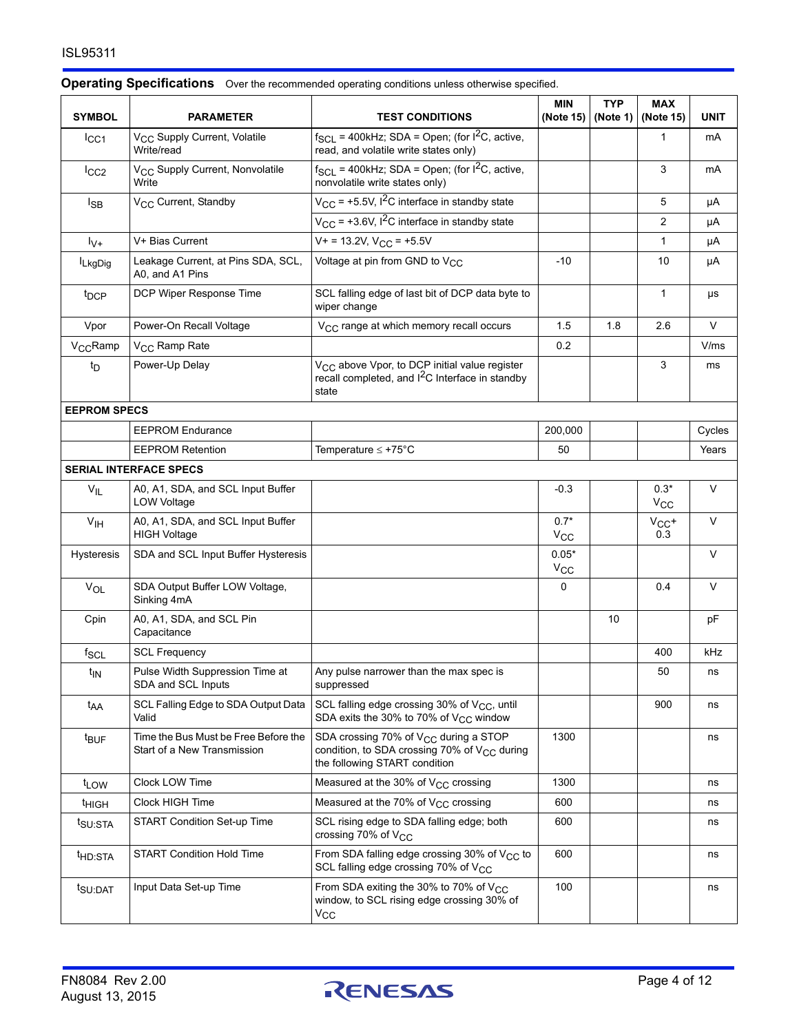## Operating Specifications

Over the recommended operating conditions unless otherwise specified.

| SYMBOL | PARAMETER | TEST CONDITIONS | MIN (Note 15) | TYP (Note 1) | MAX (Note 15) | UNIT |
|---|---|---|---|---|---|---|
| $I_{CC1}$ | $V_{CC}$ Supply Current, Volatile Write/read | $f_{SCL}$ = 400kHz; SDA = Open; (for $I^2C$, active, read, and volatile write states only) | | | 1 | mA |
| $I_{CC2}$ | $V_{CC}$ Supply Current, Nonvolatile Write | $f_{SCL}$ = 400kHz; SDA = Open; (for $I^2C$, active, nonvolatile write states only) | | | 3 | mA |
| $I_{SB}$ | $V_{CC}$ Current, Standby | $V_{CC}$ = +5.5V, $I^2C$ interface in standby state | | | 5 | µA |
| | | $V_{CC}$ = +3.6V, $I^2C$ interface in standby state | | | 2 | µA |
| $I_{V+}$ | V+ Bias Current | V+ = 13.2V, $V_{CC}$ = +5.5V | | | 1 | µA |
| $I_{LkgDig}$ | Leakage Current, at Pins SDA, SCL, A0, and A1 Pins | Voltage at pin from GND to $V_{CC}$ | -10 | | 10 | µA |
| $t_{DCP}$ | DCP Wiper Response Time | SCL falling edge of last bit of DCP data byte to wiper change | | | 1 | µs |
| Vpor | Power-On Recall Voltage | $V_{CC}$ range at which memory recall occurs | 1.5 | 1.8 | 2.6 | V |
| $V_{CC}$Ramp | $V_{CC}$ Ramp Rate | | 0.2 | | | V/ms |
| $t_D$ | Power-Up Delay | $V_{CC}$ above Vpor, to DCP initial value register recall completed, and $I^2C$ Interface in standby state | | | 3 | ms |
| **EEPROM SPECS** | | | | | | |
| | EEPROM Endurance | | 200,000 | | | Cycles |
| | EEPROM Retention | Temperature ≤ +75°C | 50 | | | Years |
| **SERIAL INTERFACE SPECS** | | | | | | |
| $V_{IL}$ | A0, A1, SDA, and SCL Input Buffer LOW Voltage | | -0.3 | | 0.3* $V_{CC}$ | V |
| $V_{IH}$ | A0, A1, SDA, and SCL Input Buffer HIGH Voltage | | 0.7* $V_{CC}$ | | $V_{CC}$+ 0.3 | V |
| Hysteresis | SDA and SCL Input Buffer Hysteresis | | 0.05* $V_{CC}$ | | | V |
| $V_{OL}$ | SDA Output Buffer LOW Voltage, Sinking 4mA | | 0 | | 0.4 | V |
| Cpin | A0, A1, SDA, and SCL Pin Capacitance | | | 10 | | pF |
| $f_{SCL}$ | SCL Frequency | | | | 400 | kHz |
| $t_{IN}$ | Pulse Width Suppression Time at SDA and SCL Inputs | Any pulse narrower than the max spec is suppressed | | | 50 | ns |
| $t_{AA}$ | SCL Falling Edge to SDA Output Data Valid | SCL falling edge crossing 30% of $V_{CC}$, until SDA exits the 30% to 70% of $V_{CC}$ window | | | 900 | ns |
| $t_{BUF}$ | Time the Bus Must be Free Before the Start of a New Transmission | SDA crossing 70% of $V_{CC}$ during a STOP condition, to SDA crossing 70% of $V_{CC}$ during the following START condition | 1300 | | | ns |
| $t_{LOW}$ | Clock LOW Time | Measured at the 30% of $V_{CC}$ crossing | 1300 | | | ns |
| $t_{HIGH}$ | Clock HIGH Time | Measured at the 70% of $V_{CC}$ crossing | 600 | | | ns |
| $t_{SU:STA}$ | START Condition Set-up Time | SCL rising edge to SDA falling edge; both crossing 70% of $V_{CC}$ | 600 | | | ns |
| $t_{HD:STA}$ | START Condition Hold Time | From SDA falling edge crossing 30% of $V_{CC}$ to SCL falling edge crossing 70% of $V_{CC}$ | 600 | | | ns |
| $t_{SU:DAT}$ | Input Data Set-up Time | From SDA exiting the 30% to 70% of $V_{CC}$ window, to SCL rising edge crossing 30% of $V_{CC}$ | 100 | | | ns |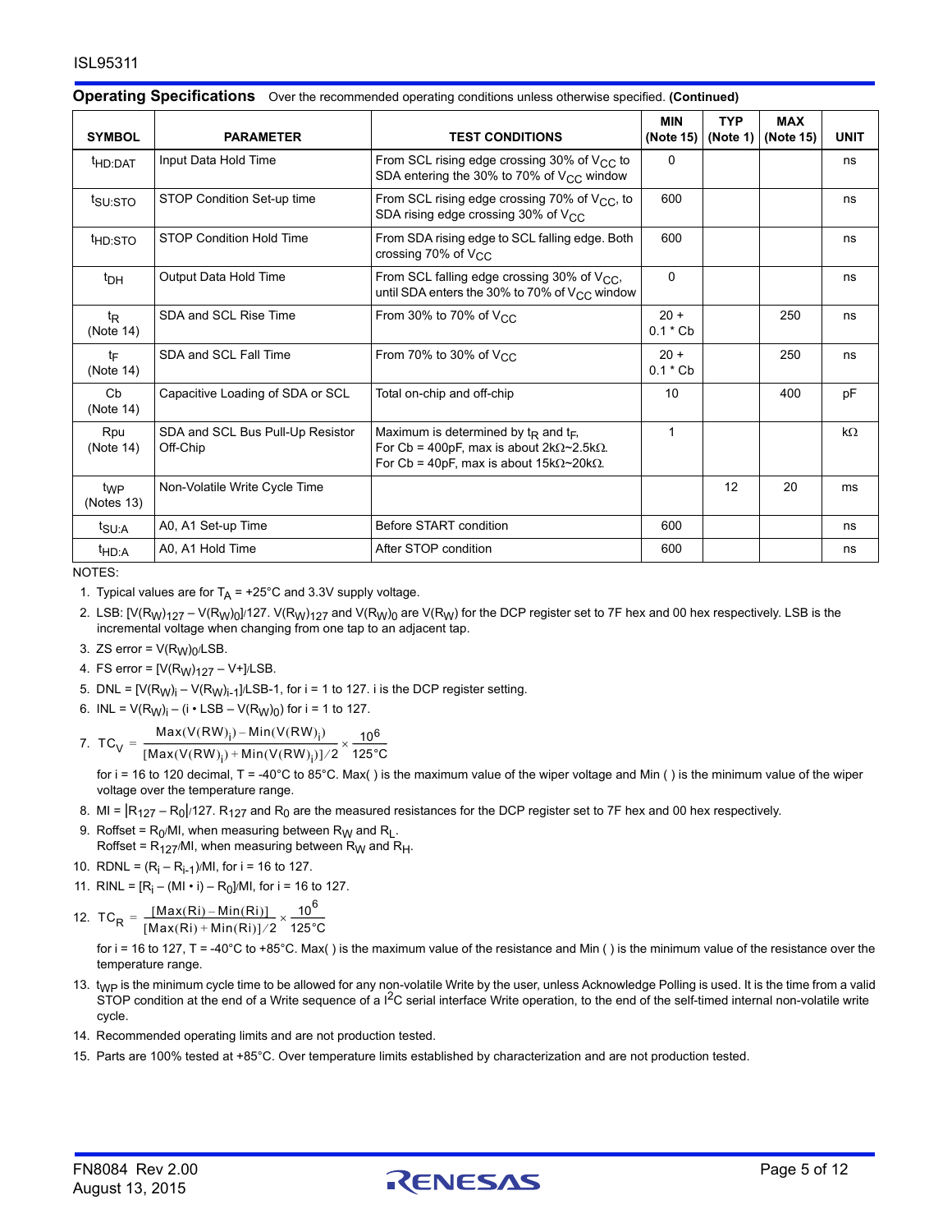## Operating Specifications Over the recommended operating conditions unless otherwise specified. **(Continued)**

| SYMBOL | PARAMETER | TEST CONDITIONS | MIN (Note 15) | TYP (Note 1) | MAX (Note 15) | UNIT |
|---|---|---|---|---|---|---|
| $t_{HD:DAT}$ | Input Data Hold Time | From SCL rising edge crossing 30% of $V_{CC}$ to SDA entering the 30% to 70% of $V_{CC}$ window | 0 | | | ns |
| $t_{SU:STO}$ | STOP Condition Set-up time | From SCL rising edge crossing 70% of $V_{CC}$, to SDA rising edge crossing 30% of $V_{CC}$ | 600 | | | ns |
| $t_{HD:STO}$ | STOP Condition Hold Time | From SDA rising edge to SCL falling edge. Both crossing 70% of $V_{CC}$ | 600 | | | ns |
| $t_{DH}$ | Output Data Hold Time | From SCL falling edge crossing 30% of $V_{CC}$, until SDA enters the 30% to 70% of $V_{CC}$ window | 0 | | | ns |
| $t_R$ (Note 14) | SDA and SCL Rise Time | From 30% to 70% of $V_{CC}$ | 20 + 0.1 * Cb | | 250 | ns |
| $t_F$ (Note 14) | SDA and SCL Fall Time | From 70% to 30% of $V_{CC}$ | 20 + 0.1 * Cb | | 250 | ns |
| Cb (Note 14) | Capacitive Loading of SDA or SCL | Total on-chip and off-chip | 10 | | 400 | pF |
| Rpu (Note 14) | SDA and SCL Bus Pull-Up Resistor Off-Chip | Maximum is determined by $t_R$ and $t_F$. For Cb = 400pF, max is about 2kΩ~2.5kΩ. For Cb = 40pF, max is about 15kΩ~20kΩ. | 1 | | | kΩ |
| $t_{WP}$ (Notes 13) | Non-Volatile Write Cycle Time | | | 12 | 20 | ms |
| $t_{SU:A}$ | A0, A1 Set-up Time | Before START condition | 600 | | | ns |
| $t_{HD:A}$ | A0, A1 Hold Time | After STOP condition | 600 | | | ns |

NOTES:

1. Typical values are for $T_A$ = +25°C and 3.3V supply voltage.
2. LSB: $[V(R_W)_{127} - V(R_W)_0]/127$. $V(R_W)_{127}$ and $V(R_W)_0$ are $V(R_W)$ for the DCP register set to 7F hex and 00 hex respectively. LSB is the incremental voltage when changing from one tap to an adjacent tap.
3. ZS error = $V(R_W)_0$/LSB.
4. FS error = $[V(R_W)_{127} - V+]$/LSB.
5. DNL = $[V(R_W)_i - V(R_W)_{i-1}]$/LSB-1, for i = 1 to 127. i is the DCP register setting.
6. INL = $V(R_W)_i - (i \cdot LSB - V(R_W)_0)$ for i = 1 to 127.
7. $$TC_V = \frac{Max(V(RW)_i) - Min(V(RW)_i)}{[Max(V(RW)_i) + Min(V(RW)_i)]/2} \times \frac{10^6}{125°C}$$
   for i = 16 to 120 decimal, T = -40°C to 85°C. Max( ) is the maximum value of the wiper voltage and Min ( ) is the minimum value of the wiper voltage over the temperature range.
8. MI = $|R_{127} - R_0|/127$. $R_{127}$ and $R_0$ are the measured resistances for the DCP register set to 7F hex and 00 hex respectively.
9. Roffset = $R_0$/MI, when measuring between $R_W$ and $R_L$.
   Roffset = $R_{127}$/MI, when measuring between $R_W$ and $R_H$.
10. RDNL = $(R_i - R_{i-1})$/MI, for i = 16 to 127.
11. RINL = $[R_i - (MI \cdot i) - R_0]$/MI, for i = 16 to 127.
12. $$TC_R = \frac{[Max(Ri) - Min(Ri)]}{[Max(Ri) + Min(Ri)]/2} \times \frac{10^6}{125°C}$$
    for i = 16 to 127, T = -40°C to +85°C. Max( ) is the maximum value of the resistance and Min ( ) is the minimum value of the resistance over the temperature range.
13. $t_{WP}$ is the minimum cycle time to be allowed for any non-volatile Write by the user, unless Acknowledge Polling is used. It is the time from a valid STOP condition at the end of a Write sequence of a $I^2C$ serial interface Write operation, to the end of the self-timed internal non-volatile write cycle.
14. Recommended operating limits and are not production tested.
15. Parts are 100% tested at +85°C. Over temperature limits established by characterization and are not production tested.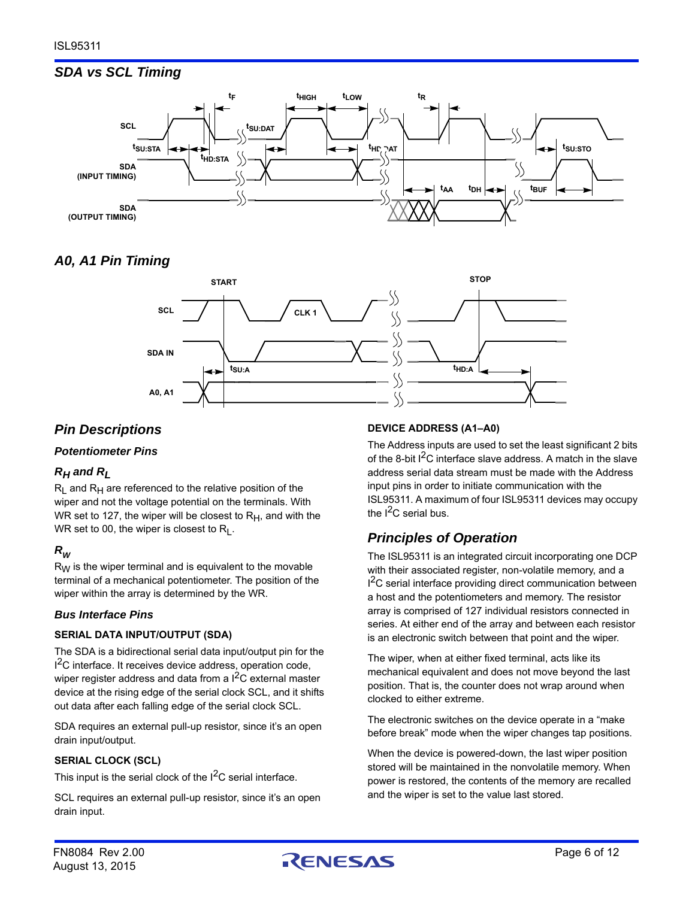## SDA vs SCL Timing

## A0, A1 Pin Timing

## Pin Descriptions

### Potentiometer Pins

### $R_H$ and $R_L$

$R_L$ and $R_H$ are referenced to the relative position of the wiper and not the voltage potential on the terminals. With WR set to 127, the wiper will be closest to $R_H$, and with the WR set to 00, the wiper is closest to $R_L$.

### $R_W$

$R_W$ is the wiper terminal and is equivalent to the movable terminal of a mechanical potentiometer. The position of the wiper within the array is determined by the WR.

### Bus Interface Pins

#### SERIAL DATA INPUT/OUTPUT (SDA)

The SDA is a bidirectional serial data input/output pin for the $I^2C$ interface. It receives device address, operation code, wiper register address and data from a $I^2C$ external master device at the rising edge of the serial clock SCL, and it shifts out data after each falling edge of the serial clock SCL.

SDA requires an external pull-up resistor, since it's an open drain input/output.

#### SERIAL CLOCK (SCL)

This input is the serial clock of the $I^2C$ serial interface.

SCL requires an external pull-up resistor, since it's an open drain input.

#### DEVICE ADDRESS (A1–A0)

The Address inputs are used to set the least significant 2 bits of the 8-bit $I^2C$ interface slave address. A match in the slave address serial data stream must be made with the Address input pins in order to initiate communication with the ISL95311. A maximum of four ISL95311 devices may occupy the $I^2C$ serial bus.

## Principles of Operation

The ISL95311 is an integrated circuit incorporating one DCP with their associated register, non-volatile memory, and a $I^2C$ serial interface providing direct communication between a host and the potentiometers and memory. The resistor array is comprised of 127 individual resistors connected in series. At either end of the array and between each resistor is an electronic switch between that point and the wiper.

The wiper, when at either fixed terminal, acts like its mechanical equivalent and does not move beyond the last position. That is, the counter does not wrap around when clocked to either extreme.

The electronic switches on the device operate in a "make before break" mode when the wiper changes tap positions.

When the device is powered-down, the last wiper position stored will be maintained in the nonvolatile memory. When power is restored, the contents of the memory are recalled and the wiper is set to the value last stored.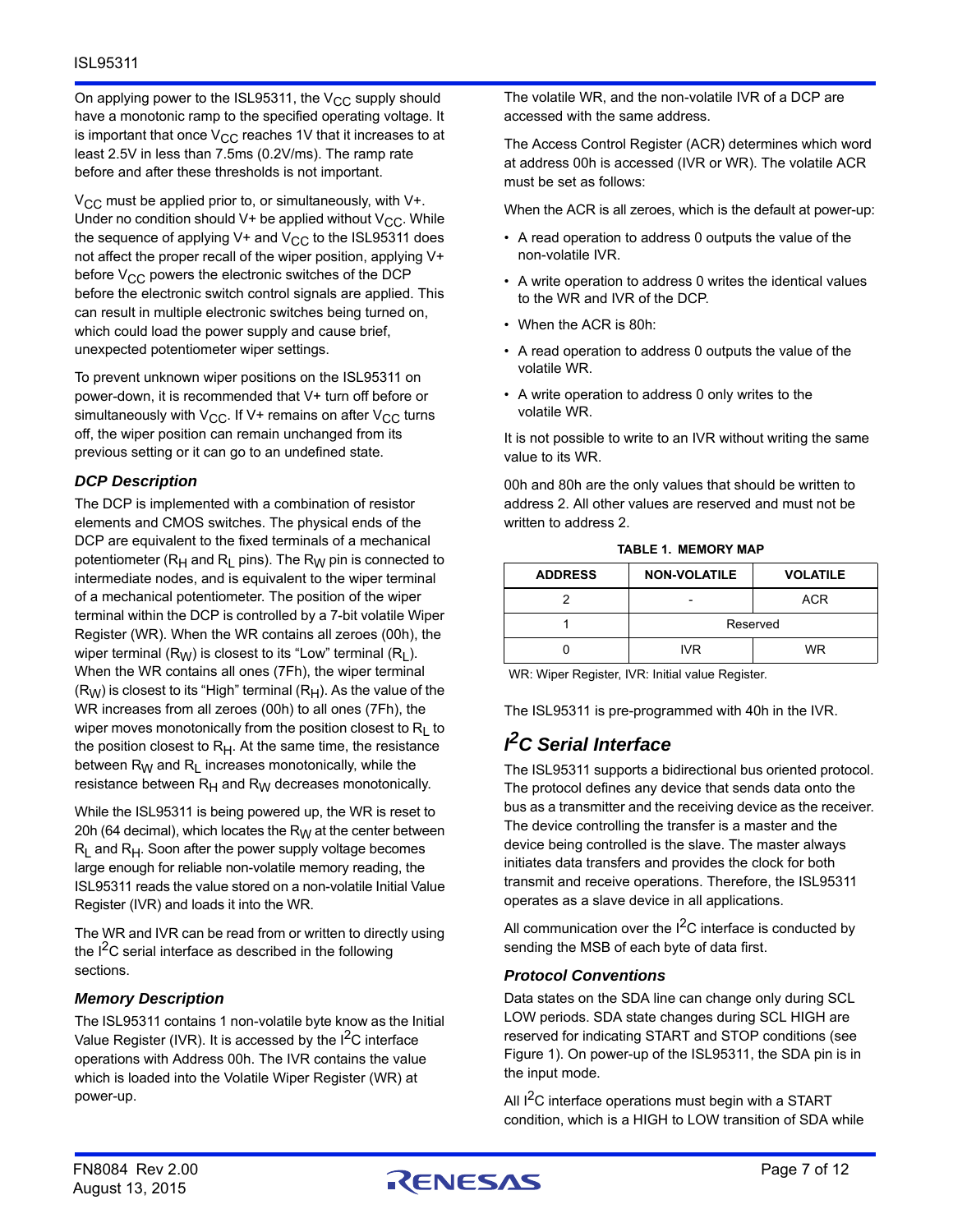On applying power to the ISL95311, the $V_{CC}$ supply should have a monotonic ramp to the specified operating voltage. It is important that once $V_{CC}$ reaches 1V that it increases to at least 2.5V in less than 7.5ms (0.2V/ms). The ramp rate before and after these thresholds is not important.

$V_{CC}$ must be applied prior to, or simultaneously, with V+. Under no condition should V+ be applied without $V_{CC}$. While the sequence of applying V+ and $V_{CC}$ to the ISL95311 does not affect the proper recall of the wiper position, applying V+ before $V_{CC}$ powers the electronic switches of the DCP before the electronic switch control signals are applied. This can result in multiple electronic switches being turned on, which could load the power supply and cause brief, unexpected potentiometer wiper settings.

To prevent unknown wiper positions on the ISL95311 on power-down, it is recommended that V+ turn off before or simultaneously with $V_{CC}$. If V+ remains on after $V_{CC}$ turns off, the wiper position can remain unchanged from its previous setting or it can go to an undefined state.

### DCP Description

The DCP is implemented with a combination of resistor elements and CMOS switches. The physical ends of the DCP are equivalent to the fixed terminals of a mechanical potentiometer ($R_H$ and $R_L$ pins). The $R_W$ pin is connected to intermediate nodes, and is equivalent to the wiper terminal of a mechanical potentiometer. The position of the wiper terminal within the DCP is controlled by a 7-bit volatile Wiper Register (WR). When the WR contains all zeroes (00h), the wiper terminal ($R_W$) is closest to its "Low" terminal ($R_L$). When the WR contains all ones (7Fh), the wiper terminal ($R_W$) is closest to its "High" terminal ($R_H$). As the value of the WR increases from all zeroes (00h) to all ones (7Fh), the wiper moves monotonically from the position closest to $R_L$ to the position closest to $R_H$. At the same time, the resistance between $R_W$ and $R_L$ increases monotonically, while the resistance between $R_H$ and $R_W$ decreases monotonically.

While the ISL95311 is being powered up, the WR is reset to 20h (64 decimal), which locates the $R_W$ at the center between $R_L$ and $R_H$. Soon after the power supply voltage becomes large enough for reliable non-volatile memory reading, the ISL95311 reads the value stored on a non-volatile Initial Value Register (IVR) and loads it into the WR.

The WR and IVR can be read from or written to directly using the $I^2C$ serial interface as described in the following sections.

### Memory Description

The ISL95311 contains 1 non-volatile byte know as the Initial Value Register (IVR). It is accessed by the $I^2C$ interface operations with Address 00h. The IVR contains the value which is loaded into the Volatile Wiper Register (WR) at power-up.

The volatile WR, and the non-volatile IVR of a DCP are accessed with the same address.

The Access Control Register (ACR) determines which word at address 00h is accessed (IVR or WR). The volatile ACR must be set as follows:

When the ACR is all zeroes, which is the default at power-up:

- A read operation to address 0 outputs the value of the non-volatile IVR.
- A write operation to address 0 writes the identical values to the WR and IVR of the DCP.
- When the ACR is 80h:
- A read operation to address 0 outputs the value of the volatile WR.
- A write operation to address 0 only writes to the volatile WR.

It is not possible to write to an IVR without writing the same value to its WR.

00h and 80h are the only values that should be written to address 2. All other values are reserved and must not be written to address 2.

**TABLE 1. MEMORY MAP**

| ADDRESS | NON-VOLATILE | VOLATILE |
|---|---|---|
| 2 | - | ACR |
| 1 | Reserved | |
| 0 | IVR | WR |

WR: Wiper Register, IVR: Initial value Register.

The ISL95311 is pre-programmed with 40h in the IVR.

## $I^2C$ Serial Interface

The ISL95311 supports a bidirectional bus oriented protocol. The protocol defines any device that sends data onto the bus as a transmitter and the receiving device as the receiver. The device controlling the transfer is a master and the device being controlled is the slave. The master always initiates data transfers and provides the clock for both transmit and receive operations. Therefore, the ISL95311 operates as a slave device in all applications.

All communication over the $I^2C$ interface is conducted by sending the MSB of each byte of data first.

### Protocol Conventions

Data states on the SDA line can change only during SCL LOW periods. SDA state changes during SCL HIGH are reserved for indicating START and STOP conditions (see Figure 1). On power-up of the ISL95311, the SDA pin is in the input mode.

All $I^2C$ interface operations must begin with a START condition, which is a HIGH to LOW transition of SDA while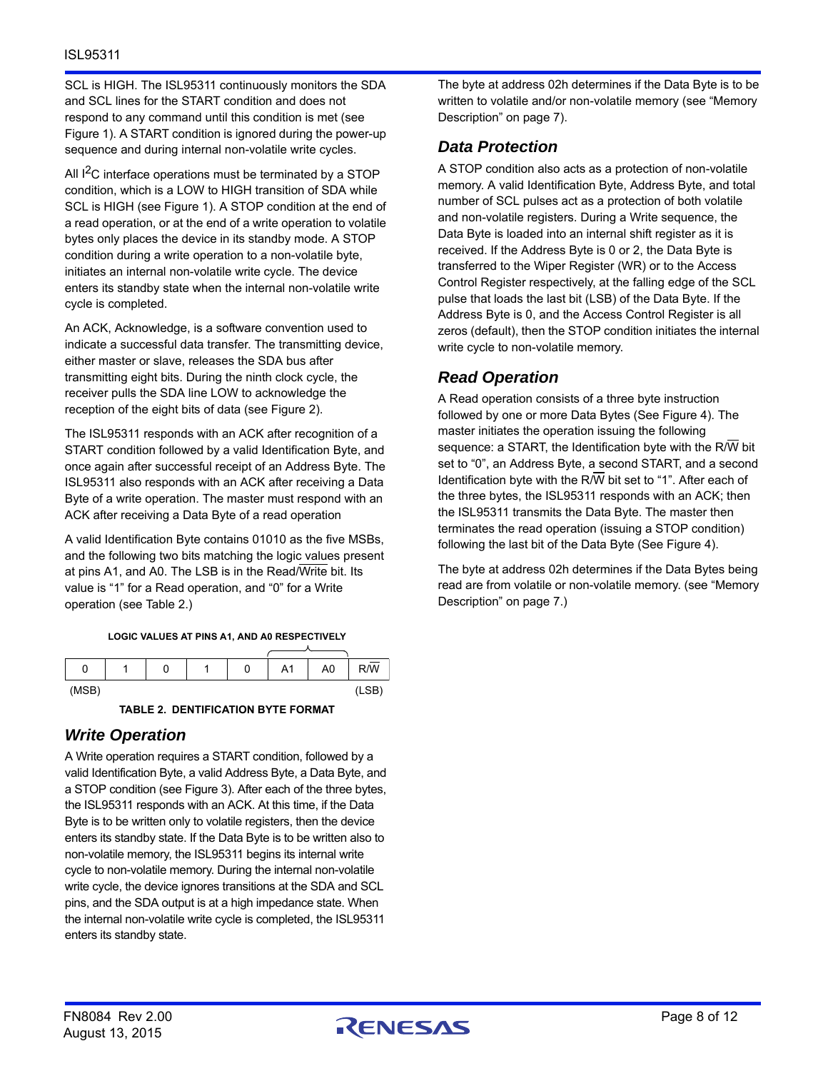SCL is HIGH. The ISL95311 continuously monitors the SDA and SCL lines for the START condition and does not respond to any command until this condition is met (see Figure 1). A START condition is ignored during the power-up sequence and during internal non-volatile write cycles.

All $I^2C$ interface operations must be terminated by a STOP condition, which is a LOW to HIGH transition of SDA while SCL is HIGH (see Figure 1). A STOP condition at the end of a read operation, or at the end of a write operation to volatile bytes only places the device in its standby mode. A STOP condition during a write operation to a non-volatile byte, initiates an internal non-volatile write cycle. The device enters its standby state when the internal non-volatile write cycle is completed.

An ACK, Acknowledge, is a software convention used to indicate a successful data transfer. The transmitting device, either master or slave, releases the SDA bus after transmitting eight bits. During the ninth clock cycle, the receiver pulls the SDA line LOW to acknowledge the reception of the eight bits of data (see Figure 2).

The ISL95311 responds with an ACK after recognition of a START condition followed by a valid Identification Byte, and once again after successful receipt of an Address Byte. The ISL95311 also responds with an ACK after receiving a Data Byte of a write operation. The master must respond with an ACK after receiving a Data Byte of a read operation

A valid Identification Byte contains 01010 as the five MSBs, and the following two bits matching the logic values present at pins A1, and A0. The LSB is in the Read/$\overline{\text{Write}}$ bit. Its value is "1" for a Read operation, and "0" for a Write operation (see Table 2.)

LOGIC VALUES AT PINS A1, AND A0 RESPECTIVELY

| 0 | 1 | 0 | 1 | 0 | A1 | A0 | R/$\overline{\text{W}}$ |
|---|---|---|---|---|---|---|---|
| (MSB) | | | | | | | (LSB) |

**TABLE 2. DENTIFICATION BYTE FORMAT**

## *Write Operation*

A Write operation requires a START condition, followed by a valid Identification Byte, a valid Address Byte, a Data Byte, and a STOP condition (see Figure 3). After each of the three bytes, the ISL95311 responds with an ACK. At this time, if the Data Byte is to be written only to volatile registers, then the device enters its standby state. If the Data Byte is to be written also to non-volatile memory, the ISL95311 begins its internal write cycle to non-volatile memory. During the internal non-volatile write cycle, the device ignores transitions at the SDA and SCL pins, and the SDA output is at a high impedance state. When the internal non-volatile write cycle is completed, the ISL95311 enters its standby state.

The byte at address 02h determines if the Data Byte is to be written to volatile and/or non-volatile memory (see "Memory Description" on page 7).

## *Data Protection*

A STOP condition also acts as a protection of non-volatile memory. A valid Identification Byte, Address Byte, and total number of SCL pulses act as a protection of both volatile and non-volatile registers. During a Write sequence, the Data Byte is loaded into an internal shift register as it is received. If the Address Byte is 0 or 2, the Data Byte is transferred to the Wiper Register (WR) or to the Access Control Register respectively, at the falling edge of the SCL pulse that loads the last bit (LSB) of the Data Byte. If the Address Byte is 0, and the Access Control Register is all zeros (default), then the STOP condition initiates the internal write cycle to non-volatile memory.

## *Read Operation*

A Read operation consists of a three byte instruction followed by one or more Data Bytes (See Figure 4). The master initiates the operation issuing the following sequence: a START, the Identification byte with the R/$\overline{\text{W}}$ bit set to "0", an Address Byte, a second START, and a second Identification byte with the R/$\overline{\text{W}}$ bit set to "1". After each of the three bytes, the ISL95311 responds with an ACK; then the ISL95311 transmits the Data Byte. The master then terminates the read operation (issuing a STOP condition) following the last bit of the Data Byte (See Figure 4).

The byte at address 02h determines if the Data Bytes being read are from volatile or non-volatile memory. (see "Memory Description" on page 7.)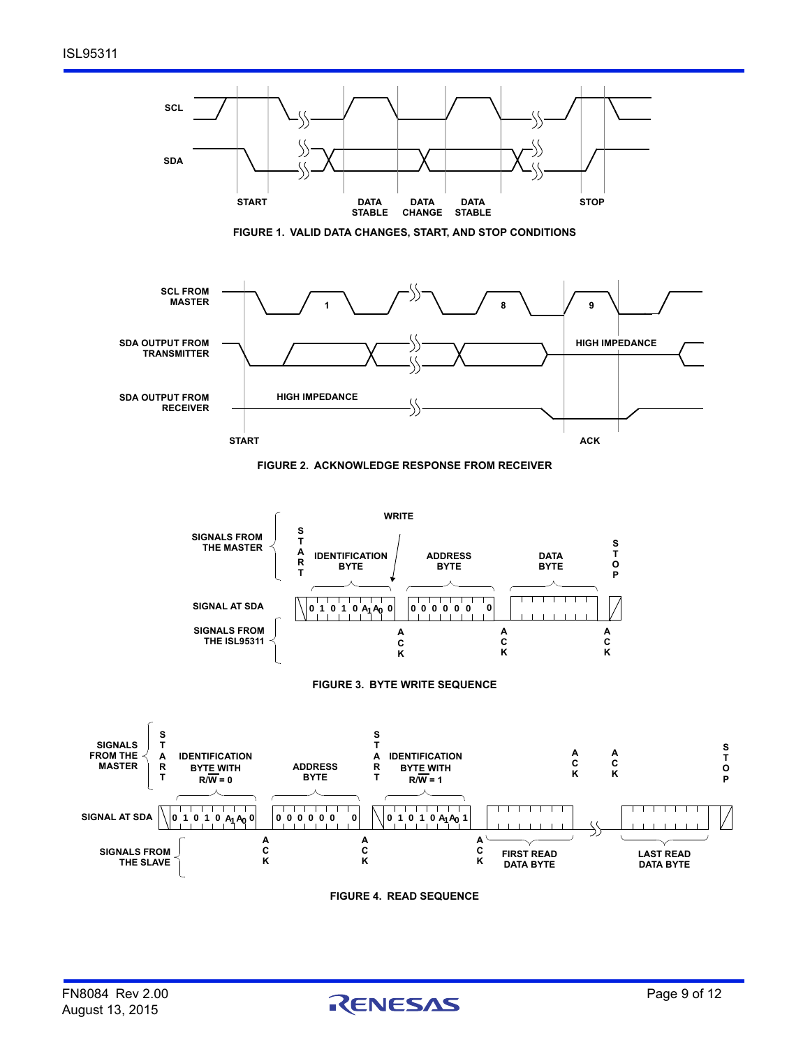FIGURE 1. VALID DATA CHANGES, START, AND STOP CONDITIONS

FIGURE 2. ACKNOWLEDGE RESPONSE FROM RECEIVER

FIGURE 3. BYTE WRITE SEQUENCE

FIGURE 4. READ SEQUENCE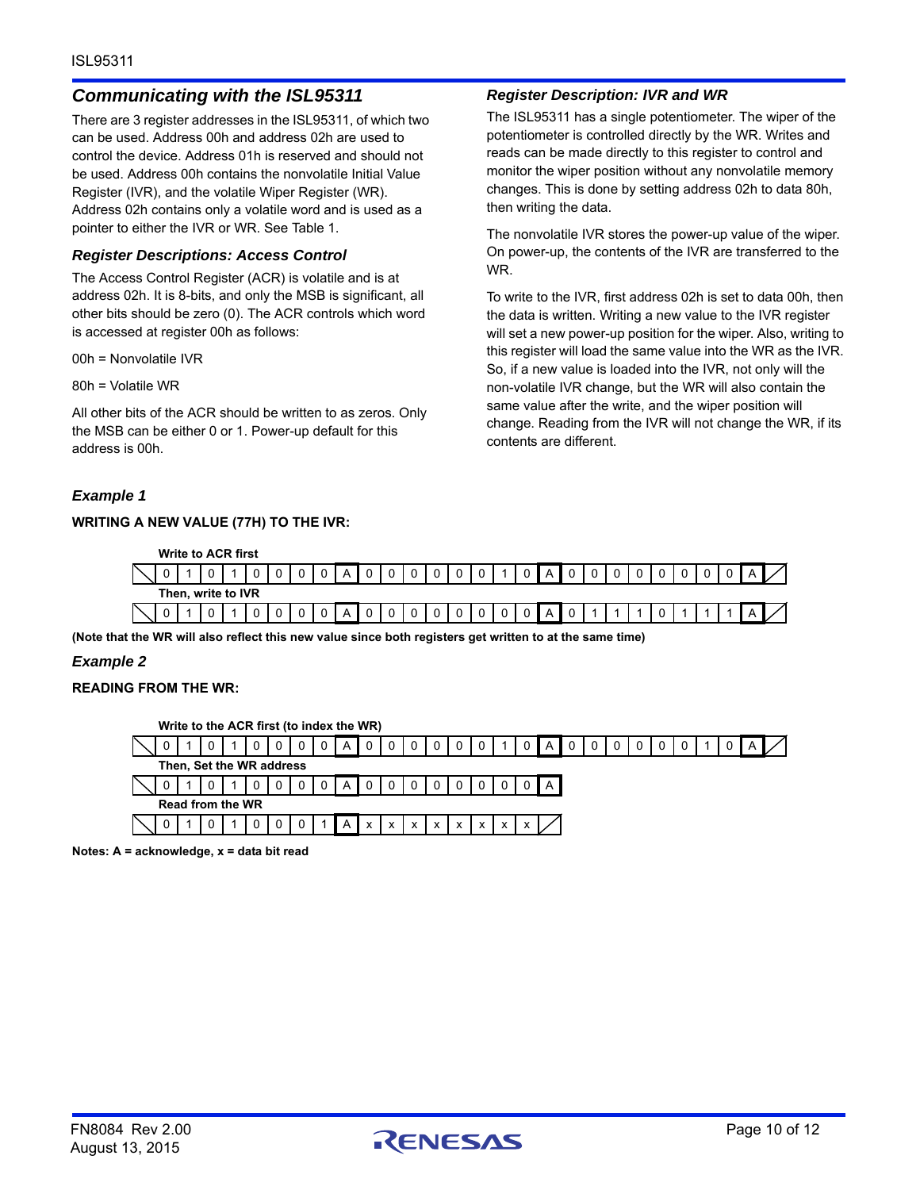## *Communicating with the ISL95311*

There are 3 register addresses in the ISL95311, of which two can be used. Address 00h and address 02h are used to control the device. Address 01h is reserved and should not be used. Address 00h contains the nonvolatile Initial Value Register (IVR), and the volatile Wiper Register (WR). Address 02h contains only a volatile word and is used as a pointer to either the IVR or WR. See Table 1.

### *Register Descriptions: Access Control*

The Access Control Register (ACR) is volatile and is at address 02h. It is 8-bits, and only the MSB is significant, all other bits should be zero (0). The ACR controls which word is accessed at register 00h as follows:

00h = Nonvolatile IVR

80h = Volatile WR

All other bits of the ACR should be written to as zeros. Only the MSB can be either 0 or 1. Power-up default for this address is 00h.

### *Register Description: IVR and WR*

The ISL95311 has a single potentiometer. The wiper of the potentiometer is controlled directly by the WR. Writes and reads can be made directly to this register to control and monitor the wiper position without any nonvolatile memory changes. This is done by setting address 02h to data 80h, then writing the data.

The nonvolatile IVR stores the power-up value of the wiper. On power-up, the contents of the IVR are transferred to the WR.

To write to the IVR, first address 02h is set to data 00h, then the data is written. Writing a new value to the IVR register will set a new power-up position for the wiper. Also, writing to this register will load the same value into the WR as the IVR. So, if a new value is loaded into the IVR, not only will the non-volatile IVR change, but the WR will also contain the same value after the write, and the wiper position will change. Reading from the IVR will not change the WR, if its contents are different.

### *Example 1*

**WRITING A NEW VALUE (77H) TO THE IVR:**

**Write to ACR first**

| S | 0 | 1 | 0 | 1 | 0 | 0 | 0 | 0 | A | 0 | 0 | 0 | 0 | 0 | 0 | 1 | 0 | A | 0 | 0 | 0 | 0 | 0 | 0 | 0 | 0 | A | P |
|---|---|---|---|---|---|---|---|---|---|---|---|---|---|---|---|---|---|---|---|---|---|---|---|---|---|---|---|---|

**Then, write to IVR**

| S | 0 | 1 | 0 | 1 | 0 | 0 | 0 | 0 | A | 0 | 0 | 0 | 0 | 0 | 0 | 0 | 0 | A | 0 | 1 | 1 | 1 | 0 | 1 | 1 | 1 | A | P |
|---|---|---|---|---|---|---|---|---|---|---|---|---|---|---|---|---|---|---|---|---|---|---|---|---|---|---|---|---|

**(Note that the WR will also reflect this new value since both registers get written to at the same time)**

### *Example 2*

**READING FROM THE WR:**

**Write to the ACR first (to index the WR)**

| S | 0 | 1 | 0 | 1 | 0 | 0 | 0 | 0 | A | 0 | 0 | 0 | 0 | 0 | 0 | 1 | 0 | A | 0 | 0 | 0 | 0 | 0 | 0 | 1 | 0 | A | P |
|---|---|---|---|---|---|---|---|---|---|---|---|---|---|---|---|---|---|---|---|---|---|---|---|---|---|---|---|---|

**Then, Set the WR address**

| S | 0 | 1 | 0 | 1 | 0 | 0 | 0 | 0 | A | 0 | 0 | 0 | 0 | 0 | 0 | 0 | 0 | A |
|---|---|---|---|---|---|---|---|---|---|---|---|---|---|---|---|---|---|---|

**Read from the WR**

| S | 0 | 1 | 0 | 1 | 0 | 0 | 0 | 1 | A | x | x | x | x | x | x | x | x | P |
|---|---|---|---|---|---|---|---|---|---|---|---|---|---|---|---|---|---|---|

**Notes: A = acknowledge, x = data bit read**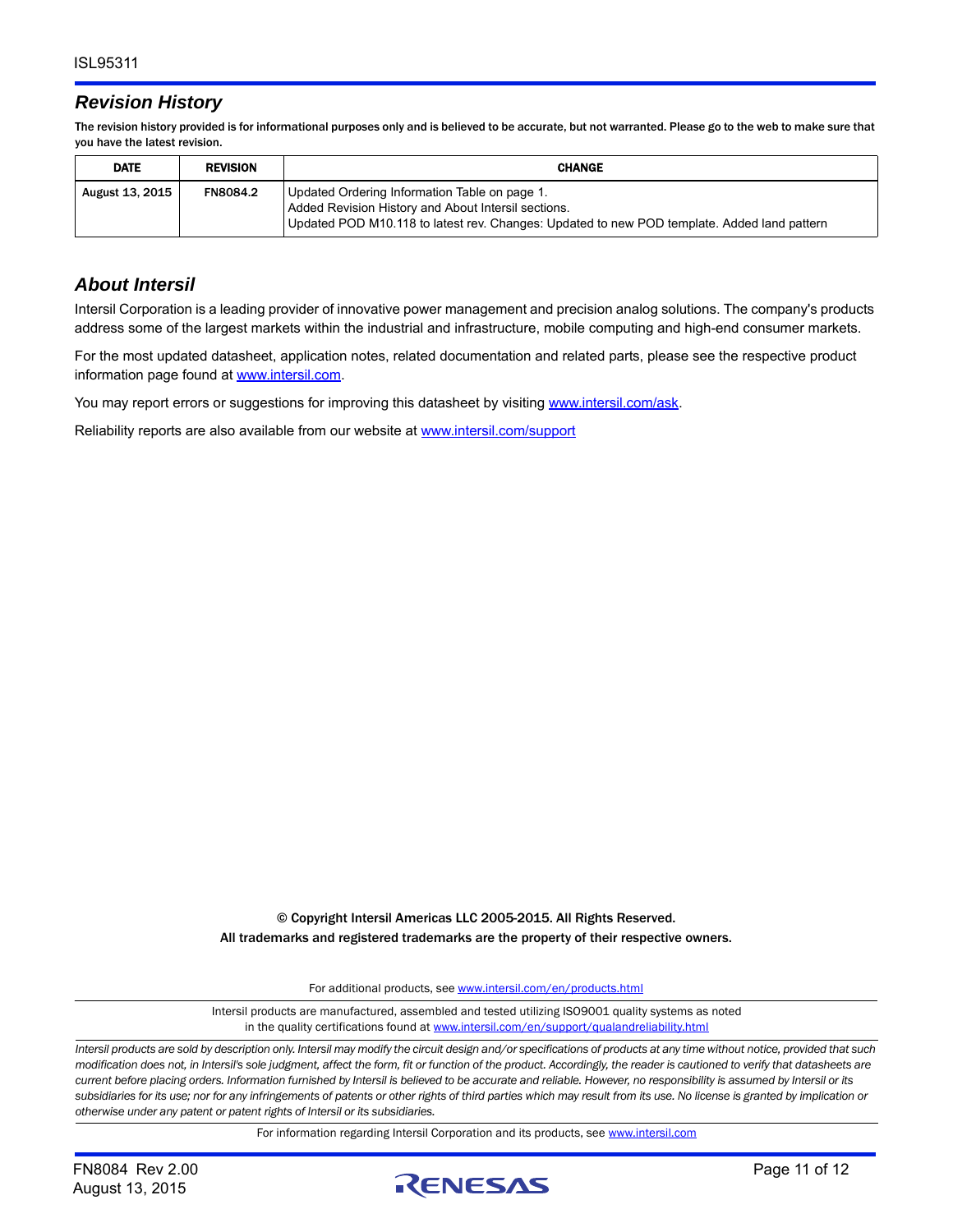## *Revision History*

**The revision history provided is for informational purposes only and is believed to be accurate, but not warranted. Please go to the web to make sure that you have the latest revision.**

| DATE | REVISION | CHANGE |
|---|---|---|
| August 13, 2015 | FN8084.2 | Updated Ordering Information Table on page 1.<br>Added Revision History and About Intersil sections.<br>Updated POD M10.118 to latest rev. Changes: Updated to new POD template. Added land pattern |

## *About Intersil*

Intersil Corporation is a leading provider of innovative power management and precision analog solutions. The company's products address some of the largest markets within the industrial and infrastructure, mobile computing and high-end consumer markets.

For the most updated datasheet, application notes, related documentation and related parts, please see the respective product information page found at www.intersil.com.

You may report errors or suggestions for improving this datasheet by visiting www.intersil.com/ask.

Reliability reports are also available from our website at www.intersil.com/support

**© Copyright Intersil Americas LLC 2005-2015. All Rights Reserved.**
**All trademarks and registered trademarks are the property of their respective owners.**

For additional products, see www.intersil.com/en/products.html

Intersil products are manufactured, assembled and tested utilizing ISO9001 quality systems as noted in the quality certifications found at www.intersil.com/en/support/qualandreliability.html

*Intersil products are sold by description only. Intersil may modify the circuit design and/or specifications of products at any time without notice, provided that such modification does not, in Intersil's sole judgment, affect the form, fit or function of the product. Accordingly, the reader is cautioned to verify that datasheets are current before placing orders. Information furnished by Intersil is believed to be accurate and reliable. However, no responsibility is assumed by Intersil or its subsidiaries for its use; nor for any infringements of patents or other rights of third parties which may result from its use. No license is granted by implication or otherwise under any patent or patent rights of Intersil or its subsidiaries.*

For information regarding Intersil Corporation and its products, see www.intersil.com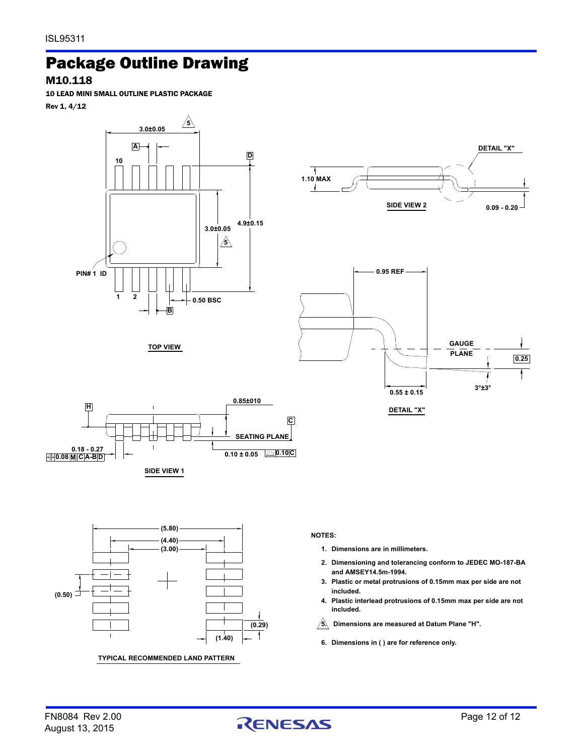# Package Outline Drawing

## M10.118

**10 LEAD MINI SMALL OUTLINE PLASTIC PACKAGE**

**Rev 1, 4/12**

3.0±0.05
5
A
D
10
1.10 MAX
DETAIL "X"
3.0±0.05
4.9±0.15
5
SIDE VIEW 2
0.09 - 0.20
PIN# 1 ID
1
2
0.50 BSC
B
0.95 REF
TOP VIEW
GAUGE
PLANE
0.25
3°±3°
0.55 ± 0.15
DETAIL "X"
H
0.85±010
C
SEATING PLANE
0.18 - 0.27
0.08 M C A-B D
0.10 ± 0.05
0.10 C
SIDE VIEW 1

(5.80)
(4.40)
(3.00)
(0.50)
(0.29)
(1.40)
TYPICAL RECOMMENDED LAND PATTERN

NOTES:

1. Dimensions are in millimeters.
2. Dimensioning and tolerancing conform to JEDEC MO-187-BA and AMSEY14.5m-1994.
3. Plastic or metal protrusions of 0.15mm max per side are not included.
4. Plastic interlead protrusions of 0.15mm max per side are not included.
5. Dimensions are measured at Datum Plane "H".
6. Dimensions in ( ) are for reference only.